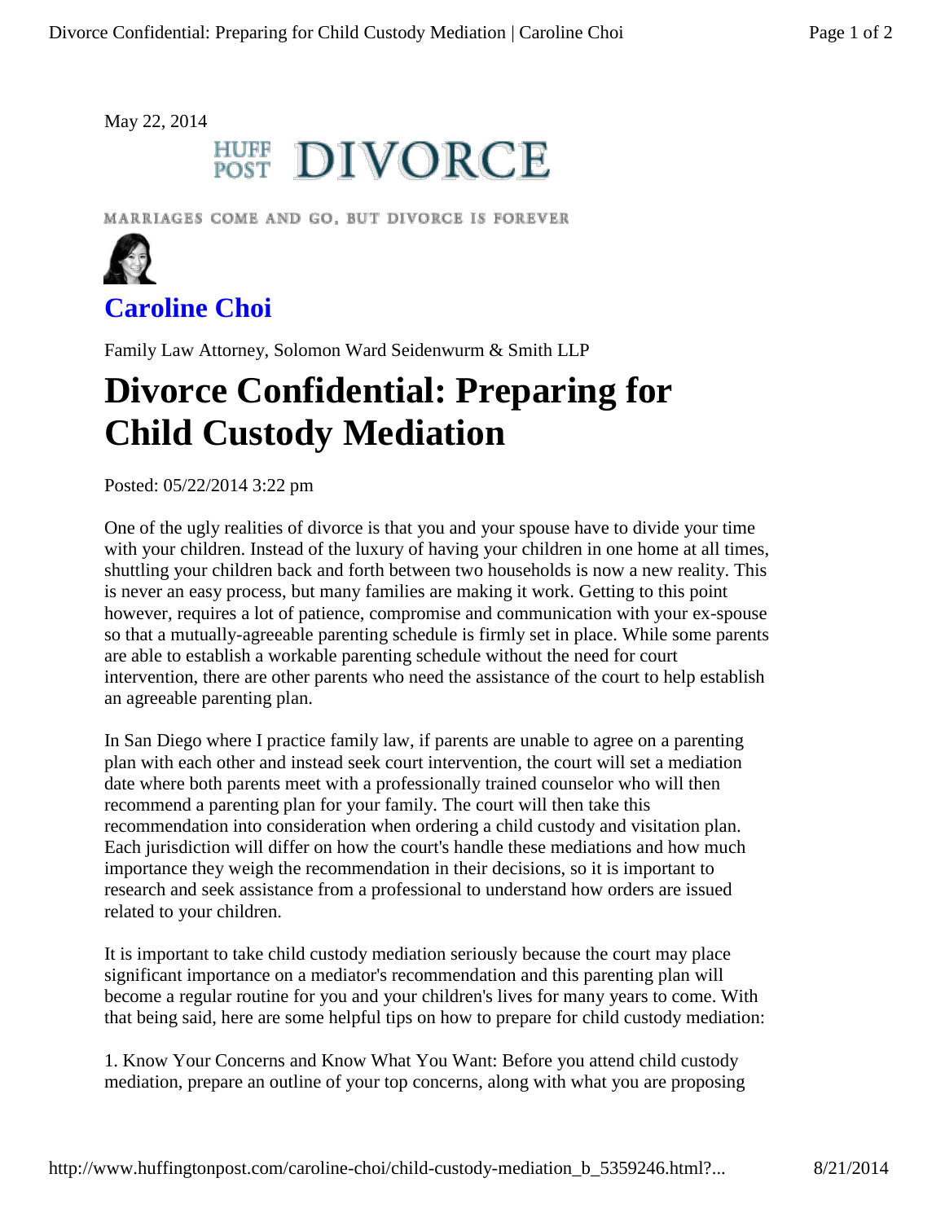May 22, 2014

HUFF POST DIVORCE

MARRIAGES COME AND GO, BUT DIVORCE IS FOREVER

## Caroline Choi

Family Law Attorney, Solomon Ward Seidenwurm & Smith LLP

# Divorce Confidential: Preparing for Child Custody Mediation

Posted: 05/22/2014 3:22 pm

One of the ugly realities of divorce is that you and your spouse have to divide your time with your children. Instead of the luxury of having your children in one home at all times, shuttling your children back and forth between two households is now a new reality. This is never an easy process, but many families are making it work. Getting to this point however, requires a lot of patience, compromise and communication with your ex-spouse so that a mutually-agreeable parenting schedule is firmly set in place. While some parents are able to establish a workable parenting schedule without the need for court intervention, there are other parents who need the assistance of the court to help establish an agreeable parenting plan.

In San Diego where I practice family law, if parents are unable to agree on a parenting plan with each other and instead seek court intervention, the court will set a mediation date where both parents meet with a professionally trained counselor who will then recommend a parenting plan for your family. The court will then take this recommendation into consideration when ordering a child custody and visitation plan. Each jurisdiction will differ on how the court's handle these mediations and how much importance they weigh the recommendation in their decisions, so it is important to research and seek assistance from a professional to understand how orders are issued related to your children.

It is important to take child custody mediation seriously because the court may place significant importance on a mediator's recommendation and this parenting plan will become a regular routine for you and your children's lives for many years to come. With that being said, here are some helpful tips on how to prepare for child custody mediation:

1. Know Your Concerns and Know What You Want: Before you attend child custody mediation, prepare an outline of your top concerns, along with what you are proposing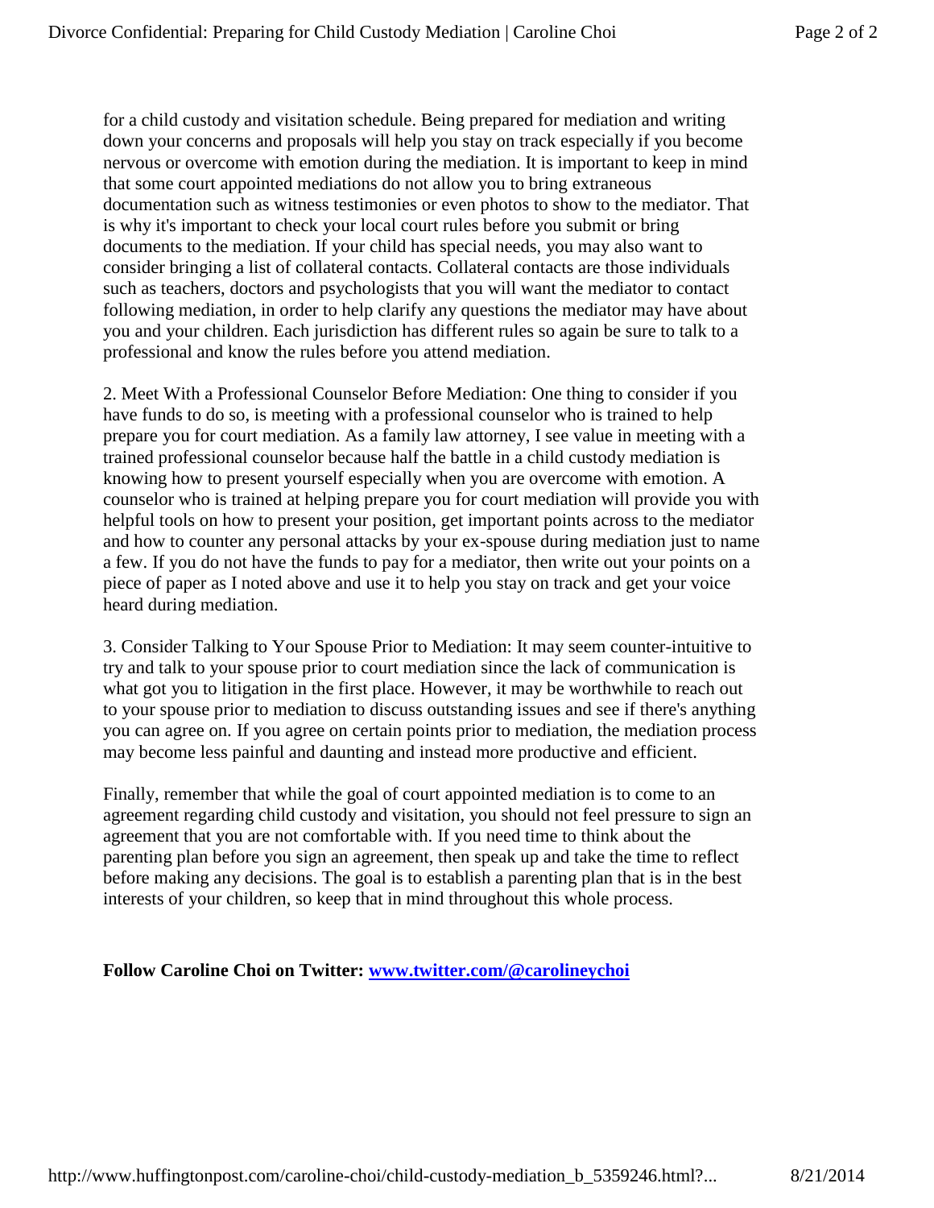for a child custody and visitation schedule. Being prepared for mediation and writing down your concerns and proposals will help you stay on track especially if you become nervous or overcome with emotion during the mediation. It is important to keep in mind that some court appointed mediations do not allow you to bring extraneous documentation such as witness testimonies or even photos to show to the mediator. That is why it's important to check your local court rules before you submit or bring documents to the mediation. If your child has special needs, you may also want to consider bringing a list of collateral contacts. Collateral contacts are those individuals such as teachers, doctors and psychologists that you will want the mediator to contact following mediation, in order to help clarify any questions the mediator may have about you and your children. Each jurisdiction has different rules so again be sure to talk to a professional and know the rules before you attend mediation.

2. Meet With a Professional Counselor Before Mediation: One thing to consider if you have funds to do so, is meeting with a professional counselor who is trained to help prepare you for court mediation. As a family law attorney, I see value in meeting with a trained professional counselor because half the battle in a child custody mediation is knowing how to present yourself especially when you are overcome with emotion. A counselor who is trained at helping prepare you for court mediation will provide you with helpful tools on how to present your position, get important points across to the mediator and how to counter any personal attacks by your ex-spouse during mediation just to name a few. If you do not have the funds to pay for a mediator, then write out your points on a piece of paper as I noted above and use it to help you stay on track and get your voice heard during mediation.

3. Consider Talking to Your Spouse Prior to Mediation: It may seem counter-intuitive to try and talk to your spouse prior to court mediation since the lack of communication is what got you to litigation in the first place. However, it may be worthwhile to reach out to your spouse prior to mediation to discuss outstanding issues and see if there's anything you can agree on. If you agree on certain points prior to mediation, the mediation process may become less painful and daunting and instead more productive and efficient.

Finally, remember that while the goal of court appointed mediation is to come to an agreement regarding child custody and visitation, you should not feel pressure to sign an agreement that you are not comfortable with. If you need time to think about the parenting plan before you sign an agreement, then speak up and take the time to reflect before making any decisions. The goal is to establish a parenting plan that is in the best interests of your children, so keep that in mind throughout this whole process.

**Follow Caroline Choi on Twitter: [www.twitter.com/@carolineychoi](www.twitter.com/@carolineychoi)**